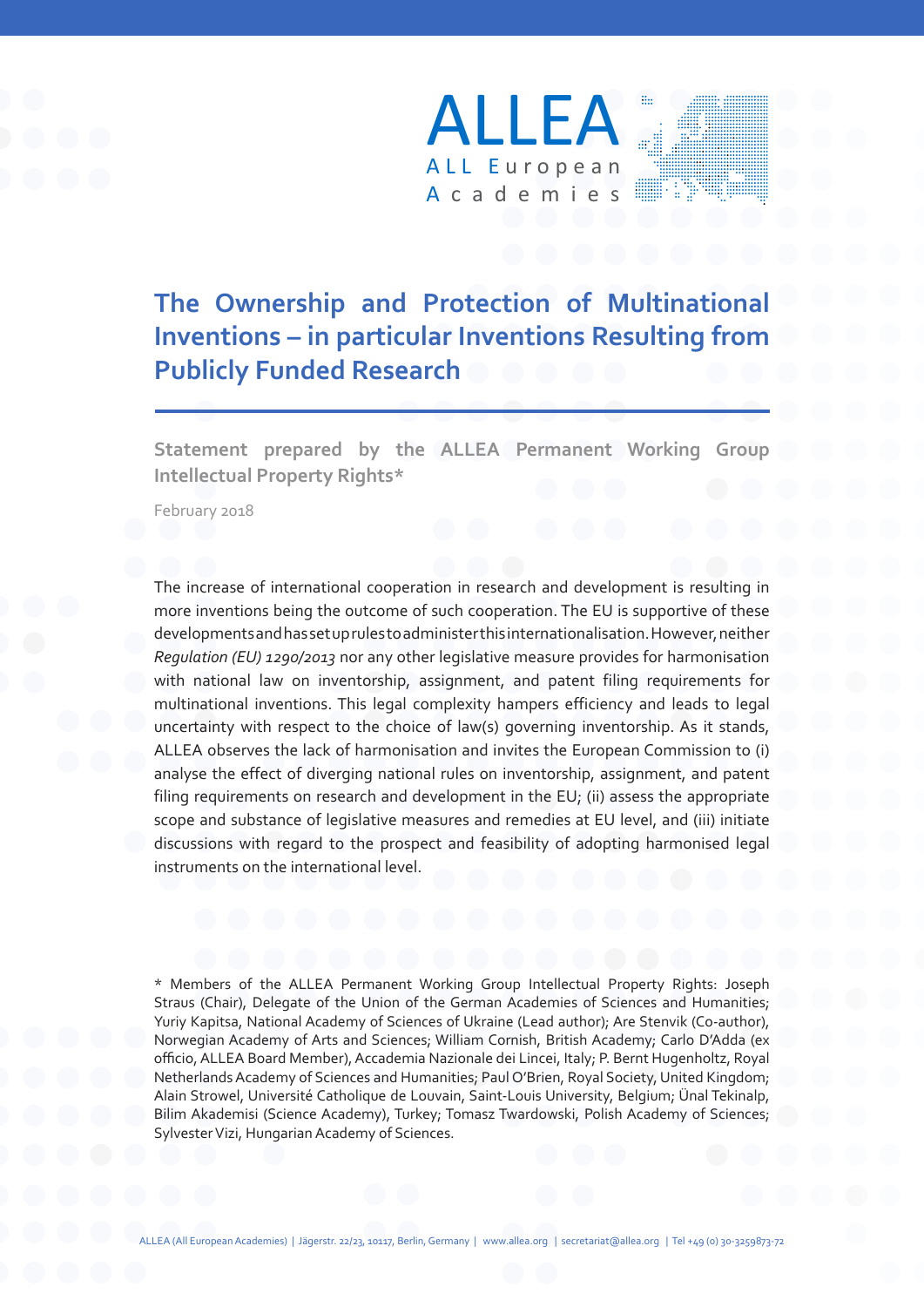ALLEA

ALL European Academies

# The Ownership and Protection of Multinational Inventions – in particular Inventions Resulting from Publicly Funded Research

**Statement prepared by the ALLEA Permanent Working Group Intellectual Property Rights***

February 2018

The increase of international cooperation in research and development is resulting in more inventions being the outcome of such cooperation. The EU is supportive of these developments and has set up rules to administer this internationalisation. However, neither *Regulation (EU) 1290/2013* nor any other legislative measure provides for harmonisation with national law on inventorship, assignment, and patent filing requirements for multinational inventions. This legal complexity hampers efficiency and leads to legal uncertainty with respect to the choice of law(s) governing inventorship. As it stands, ALLEA observes the lack of harmonisation and invites the European Commission to (i) analyse the effect of diverging national rules on inventorship, assignment, and patent filing requirements on research and development in the EU; (ii) assess the appropriate scope and substance of legislative measures and remedies at EU level, and (iii) initiate discussions with regard to the prospect and feasibility of adopting harmonised legal instruments on the international level.

* Members of the ALLEA Permanent Working Group Intellectual Property Rights: Joseph Straus (Chair), Delegate of the Union of the German Academies of Sciences and Humanities; Yuriy Kapitsa, National Academy of Sciences of Ukraine (Lead author); Are Stenvik (Co-author), Norwegian Academy of Arts and Sciences; William Cornish, British Academy; Carlo D'Adda (ex officio, ALLEA Board Member), Accademia Nazionale dei Lincei, Italy; P. Bernt Hugenholtz, Royal Netherlands Academy of Sciences and Humanities; Paul O'Brien, Royal Society, United Kingdom; Alain Strowel, Université Catholique de Louvain, Saint-Louis University, Belgium; Ünal Tekinalp, Bilim Akademisi (Science Academy), Turkey; Tomasz Twardowski, Polish Academy of Sciences; Sylvester Vizi, Hungarian Academy of Sciences.

ALLEA (All European Academies) | Jägerstr. 22/23, 10117, Berlin, Germany | www.allea.org | secretariat@allea.org | Tel +49 (0) 30-3259873-72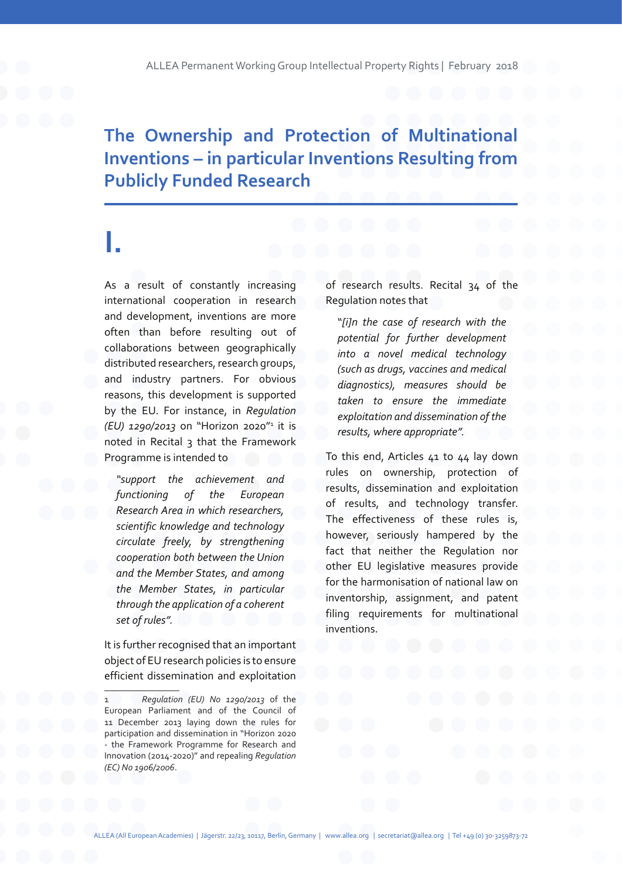# The Ownership and Protection of Multinational Inventions – in particular Inventions Resulting from Publicly Funded Research

## I.

As a result of constantly increasing international cooperation in research and development, inventions are more often than before resulting out of collaborations between geographically distributed researchers, research groups, and industry partners. For obvious reasons, this development is supported by the EU. For instance, in *Regulation (EU) 1290/2013* on "Horizon 2020"[1] it is noted in Recital 3 that the Framework Programme is intended to

> *"support the achievement and functioning of the European Research Area in which researchers, scientific knowledge and technology circulate freely, by strengthening cooperation both between the Union and the Member States, and among the Member States, in particular through the application of a coherent set of rules".*

It is further recognised that an important object of EU research policies is to ensure efficient dissemination and exploitation of research results. Recital 34 of the Regulation notes that

> *"[i]n the case of research with the potential for further development into a novel medical technology (such as drugs, vaccines and medical diagnostics), measures should be taken to ensure the immediate exploitation and dissemination of the results, where appropriate".*

To this end, Articles 41 to 44 lay down rules on ownership, protection of results, dissemination and exploitation of results, and technology transfer. The effectiveness of these rules is, however, seriously hampered by the fact that neither the Regulation nor other EU legislative measures provide for the harmonisation of national law on inventorship, assignment, and patent filing requirements for multinational inventions.

---

[1] *Regulation (EU) No 1290/2013* of the European Parliament and of the Council of 11 December 2013 laying down the rules for participation and dissemination in "Horizon 2020 - the Framework Programme for Research and Innovation (2014-2020)" and repealing *Regulation (EC) No 1906/2006*.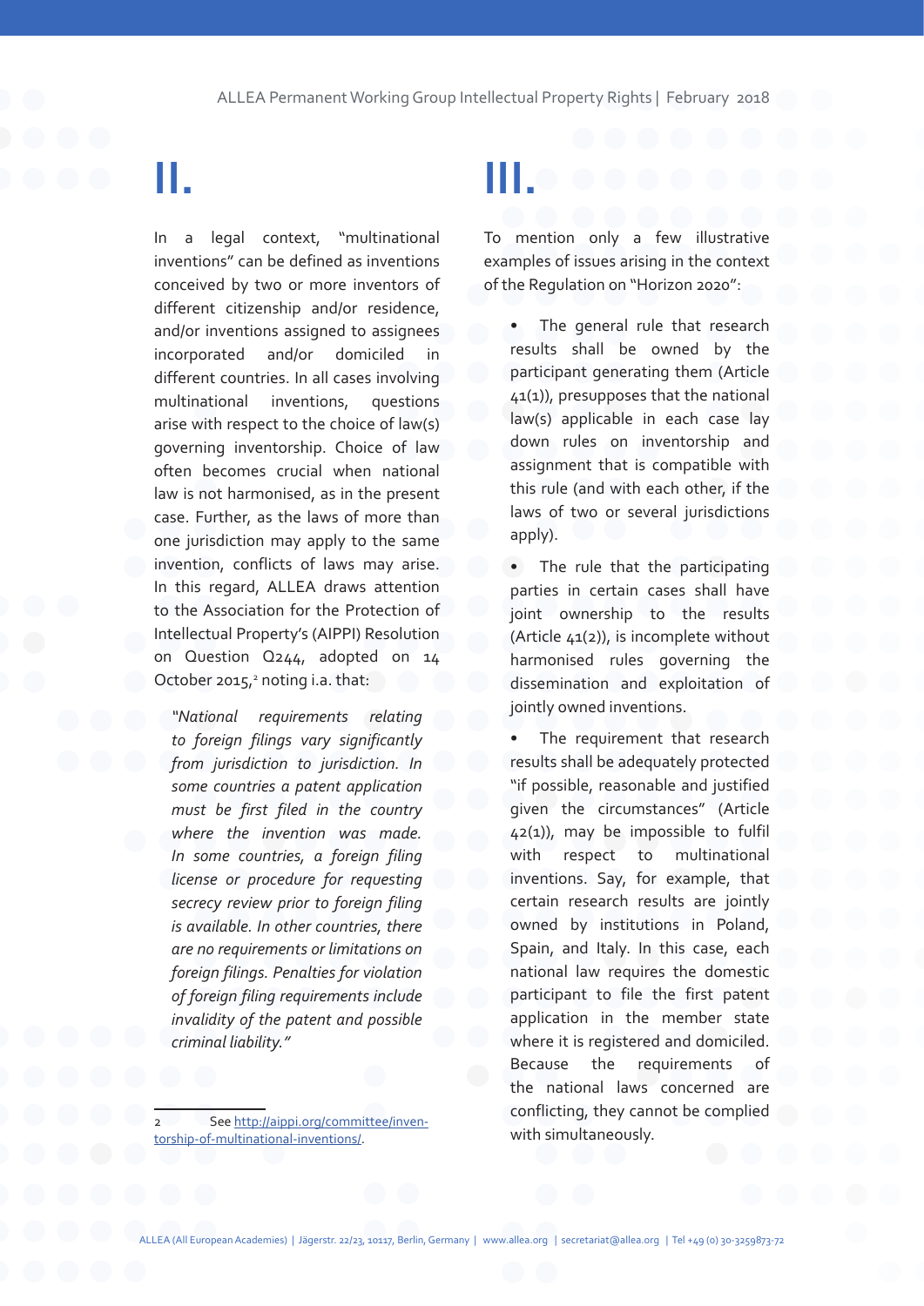## II.

In a legal context, "multinational inventions" can be defined as inventions conceived by two or more inventors of different citizenship and/or residence, and/or inventions assigned to assignees incorporated and/or domiciled in different countries. In all cases involving multinational inventions, questions arise with respect to the choice of law(s) governing inventorship. Choice of law often becomes crucial when national law is not harmonised, as in the present case. Further, as the laws of more than one jurisdiction may apply to the same invention, conflicts of laws may arise. In this regard, ALLEA draws attention to the Association for the Protection of Intellectual Property's (AIPPI) Resolution on Question Q244, adopted on 14 October 2015,[2] noting i.a. that:

> *"National requirements relating to foreign filings vary significantly from jurisdiction to jurisdiction. In some countries a patent application must be first filed in the country where the invention was made. In some countries, a foreign filing license or procedure for requesting secrecy review prior to foreign filing is available. In other countries, there are no requirements or limitations on foreign filings. Penalties for violation of foreign filing requirements include invalidity of the patent and possible criminal liability."*

## III.

To mention only a few illustrative examples of issues arising in the context of the Regulation on "Horizon 2020":

- The general rule that research results shall be owned by the participant generating them (Article 41(1)), presupposes that the national law(s) applicable in each case lay down rules on inventorship and assignment that is compatible with this rule (and with each other, if the laws of two or several jurisdictions apply).
- The rule that the participating parties in certain cases shall have joint ownership to the results (Article 41(2)), is incomplete without harmonised rules governing the dissemination and exploitation of jointly owned inventions.
- The requirement that research results shall be adequately protected "if possible, reasonable and justified given the circumstances" (Article 42(1)), may be impossible to fulfil with respect to multinational inventions. Say, for example, that certain research results are jointly owned by institutions in Poland, Spain, and Italy. In this case, each national law requires the domestic participant to file the first patent application in the member state where it is registered and domiciled. Because the requirements of the national laws concerned are conflicting, they cannot be complied with simultaneously.

---

[2] See http://aippi.org/committee/inventorship-of-multinational-inventions/.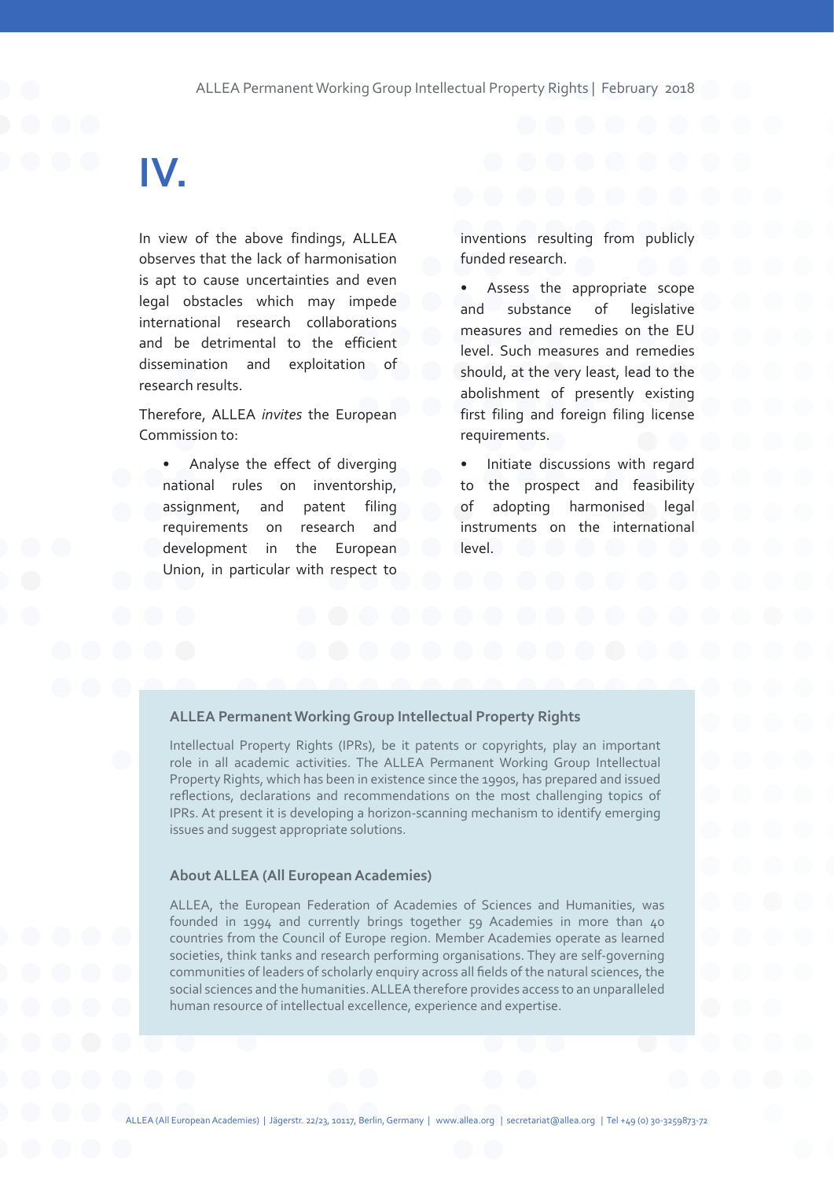# IV.

In view of the above findings, ALLEA observes that the lack of harmonisation is apt to cause uncertainties and even legal obstacles which may impede international research collaborations and be detrimental to the efficient dissemination and exploitation of research results.

Therefore, ALLEA *invites* the European Commission to:

- Analyse the effect of diverging national rules on inventorship, assignment, and patent filing requirements on research and development in the European Union, in particular with respect to inventions resulting from publicly funded research.
- Assess the appropriate scope and substance of legislative measures and remedies on the EU level. Such measures and remedies should, at the very least, lead to the abolishment of presently existing first filing and foreign filing license requirements.
- Initiate discussions with regard to the prospect and feasibility of adopting harmonised legal instruments on the international level.

### ALLEA Permanent Working Group Intellectual Property Rights

Intellectual Property Rights (IPRs), be it patents or copyrights, play an important role in all academic activities. The ALLEA Permanent Working Group Intellectual Property Rights, which has been in existence since the 1990s, has prepared and issued reflections, declarations and recommendations on the most challenging topics of IPRs. At present it is developing a horizon-scanning mechanism to identify emerging issues and suggest appropriate solutions.

### About ALLEA (All European Academies)

ALLEA, the European Federation of Academies of Sciences and Humanities, was founded in 1994 and currently brings together 59 Academies in more than 40 countries from the Council of Europe region. Member Academies operate as learned societies, think tanks and research performing organisations. They are self-governing communities of leaders of scholarly enquiry across all fields of the natural sciences, the social sciences and the humanities. ALLEA therefore provides access to an unparalleled human resource of intellectual excellence, experience and expertise.

ALLEA (All European Academies) | Jägerstr. 22/23, 10117, Berlin, Germany | www.allea.org | secretariat@allea.org | Tel +49 (0) 30-3259873-72